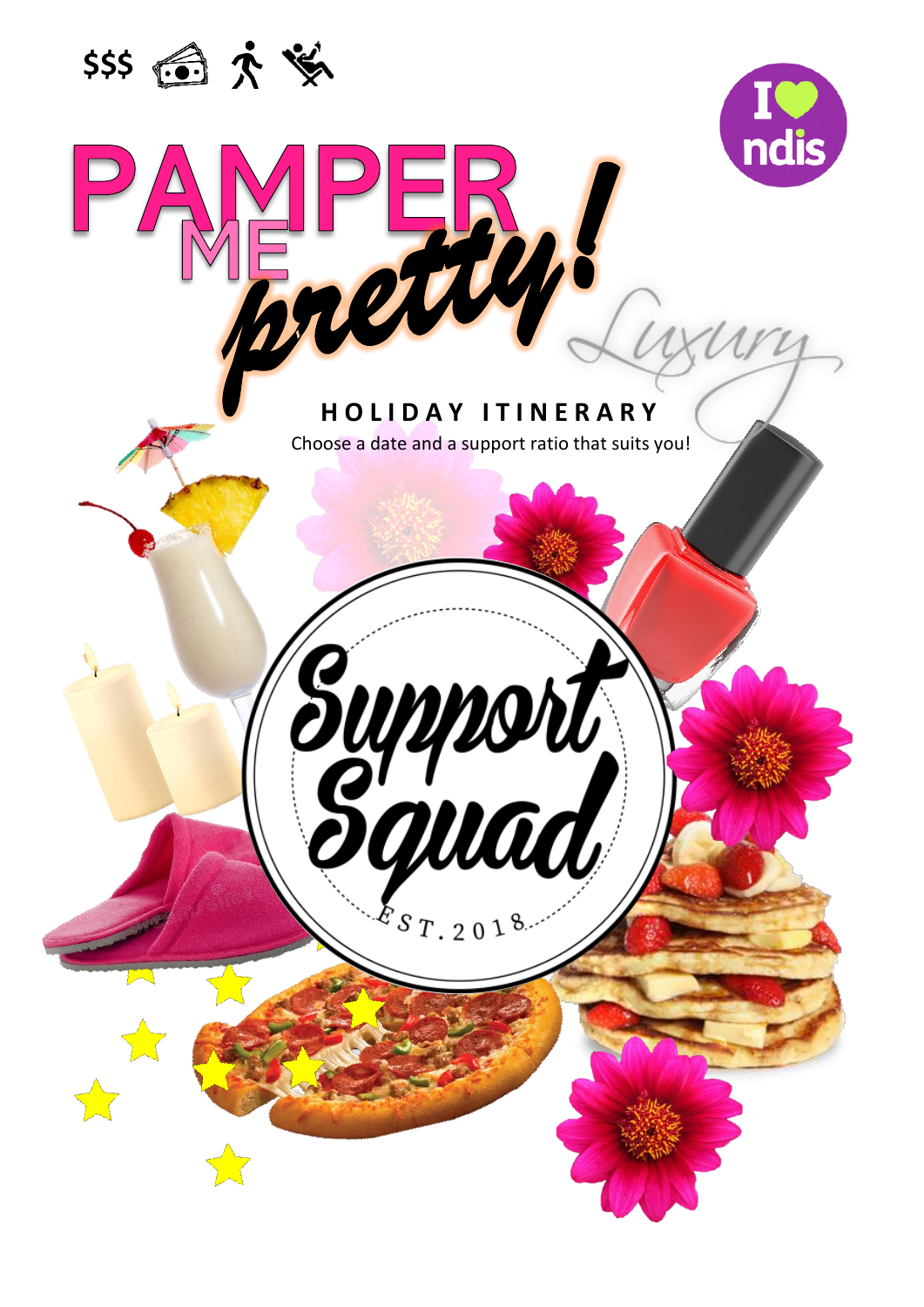$$$

# PAMPER ME *pretty!*

Luxury

**HOLIDAY ITINERARY**

Choose a date and a support ratio that suits you!

Support Squad

EST. 2018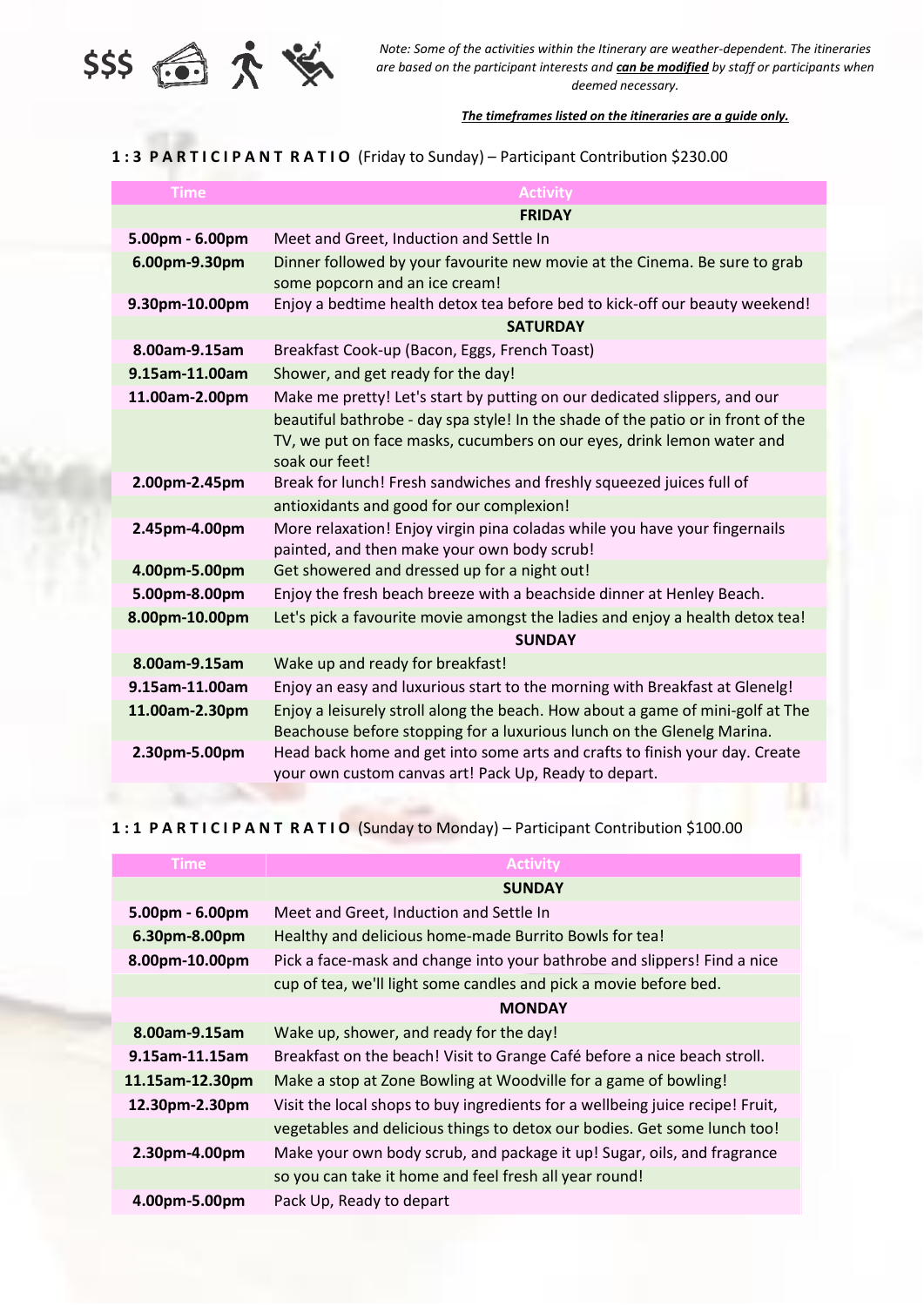$$$

*Note: Some of the activities within the Itinerary are weather-dependent. The itineraries are based on the participant interests and **can be modified** by staff or participants when deemed necessary.*

***The timeframes listed on the itineraries are a guide only.***

**1:3 PARTICIPANT RATIO** (Friday to Sunday) – Participant Contribution $230.00

| Time | Activity |
|---|---|
| | **FRIDAY** |
| **5.00pm - 6.00pm** | Meet and Greet, Induction and Settle In |
| **6.00pm-9.30pm** | Dinner followed by your favourite new movie at the Cinema. Be sure to grab some popcorn and an ice cream! |
| **9.30pm-10.00pm** | Enjoy a bedtime health detox tea before bed to kick-off our beauty weekend! |
| | **SATURDAY** |
| **8.00am-9.15am** | Breakfast Cook-up (Bacon, Eggs, French Toast) |
| **9.15am-11.00am** | Shower, and get ready for the day! |
| **11.00am-2.00pm** | Make me pretty! Let's start by putting on our dedicated slippers, and our beautiful bathrobe - day spa style! In the shade of the patio or in front of the TV, we put on face masks, cucumbers on our eyes, drink lemon water and soak our feet! |
| **2.00pm-2.45pm** | Break for lunch! Fresh sandwiches and freshly squeezed juices full of antioxidants and good for our complexion! |
| **2.45pm-4.00pm** | More relaxation! Enjoy virgin pina coladas while you have your fingernails painted, and then make your own body scrub! |
| **4.00pm-5.00pm** | Get showered and dressed up for a night out! |
| **5.00pm-8.00pm** | Enjoy the fresh beach breeze with a beachside dinner at Henley Beach. |
| **8.00pm-10.00pm** | Let's pick a favourite movie amongst the ladies and enjoy a health detox tea! |
| | **SUNDAY** |
| **8.00am-9.15am** | Wake up and ready for breakfast! |
| **9.15am-11.00am** | Enjoy an easy and luxurious start to the morning with Breakfast at Glenelg! |
| **11.00am-2.30pm** | Enjoy a leisurely stroll along the beach. How about a game of mini-golf at The Beachouse before stopping for a luxurious lunch on the Glenelg Marina. |
| **2.30pm-5.00pm** | Head back home and get into some arts and crafts to finish your day. Create your own custom canvas art! Pack Up, Ready to depart. |

**1:1 PARTICIPANT RATIO** (Sunday to Monday) – Participant Contribution $100.00

| Time | Activity |
|---|---|
| | **SUNDAY** |
| **5.00pm - 6.00pm** | Meet and Greet, Induction and Settle In |
| **6.30pm-8.00pm** | Healthy and delicious home-made Burrito Bowls for tea! |
| **8.00pm-10.00pm** | Pick a face-mask and change into your bathrobe and slippers! Find a nice cup of tea, we'll light some candles and pick a movie before bed. |
| | **MONDAY** |
| **8.00am-9.15am** | Wake up, shower, and ready for the day! |
| **9.15am-11.15am** | Breakfast on the beach! Visit to Grange Café before a nice beach stroll. |
| **11.15am-12.30pm** | Make a stop at Zone Bowling at Woodville for a game of bowling! |
| **12.30pm-2.30pm** | Visit the local shops to buy ingredients for a wellbeing juice recipe! Fruit, vegetables and delicious things to detox our bodies. Get some lunch too! |
| **2.30pm-4.00pm** | Make your own body scrub, and package it up! Sugar, oils, and fragrance so you can take it home and feel fresh all year round! |
| **4.00pm-5.00pm** | Pack Up, Ready to depart |